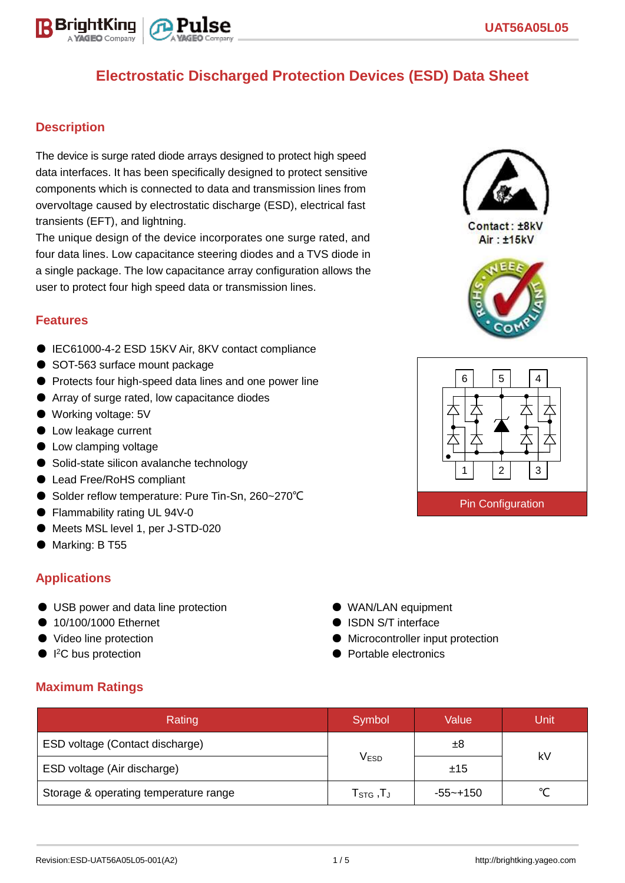# Electrostatic Discharged Protection Devices (ESD) Data Sheet

## Description

The device is surge rated diode arrays designed to protect high speed data interfaces. It has been specifically designed to protect sensitive components which is connected to data and transmission lines from overvoltage caused by electrostatic discharge (ESD), electrical fast transients (EFT), and lightning.

The unique design of the device incorporates one surge rated, and four data lines. Low capacitance steering diodes and a TVS diode in a single package. The low capacitance array configuration allows the user to protect four high speed data or transmission lines.

Contact : ±8kV
Air : ±15kV

## Features

- IEC61000-4-2 ESD 15KV Air, 8KV contact compliance
- SOT-563 surface mount package
- Protects four high-speed data lines and one power line
- Array of surge rated, low capacitance diodes
- Working voltage: 5V
- Low leakage current
- Low clamping voltage
- Solid-state silicon avalanche technology
- Lead Free/RoHS compliant
- Solder reflow temperature: Pure Tin-Sn, 260~270℃
- Flammability rating UL 94V-0
- Meets MSL level 1, per J-STD-020
- Marking: B T55

Pin Configuration

## Applications

- USB power and data line protection
- 10/100/1000 Ethernet
- Video line protection
- I²C bus protection
- WAN/LAN equipment
- ISDN S/T interface
- Microcontroller input protection
- Portable electronics

## Maximum Ratings

| Rating | Symbol | Value | Unit |
|---|---|---|---|
| ESD voltage (Contact discharge) | $V_{ESD}$ | ±8 | kV |
| ESD voltage (Air discharge) | | ±15 | |
| Storage & operating temperature range | $T_{STG}$ ,$T_J$ | -55~+150 | ℃ |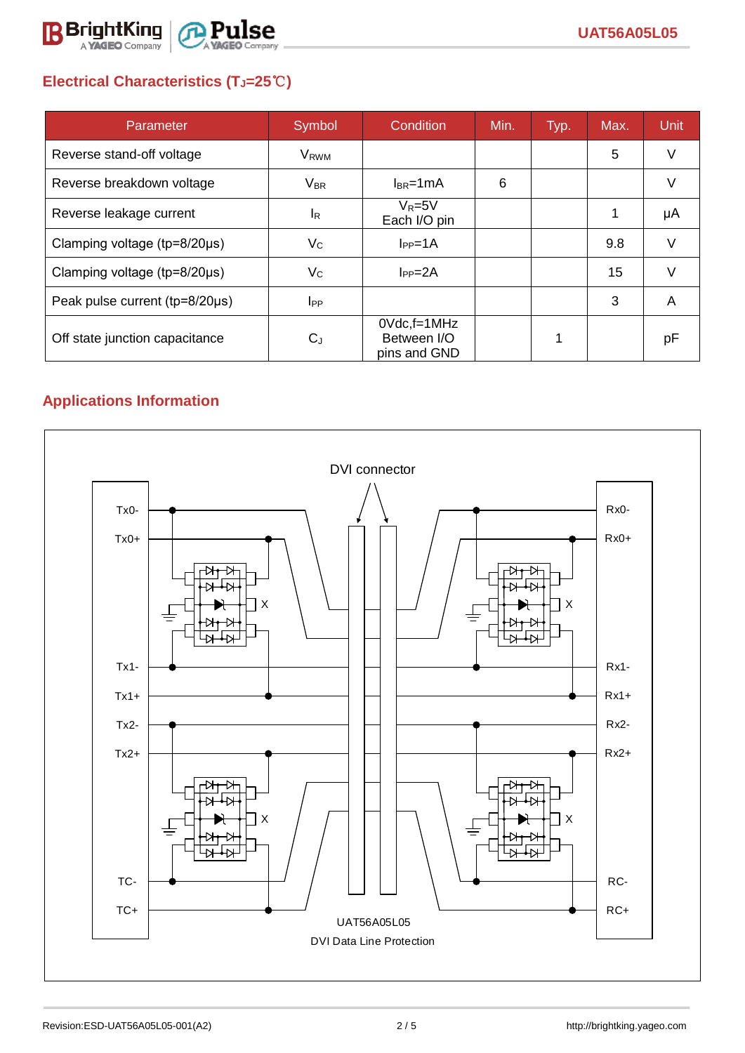## Electrical Characteristics ($T_J$=25℃)

| Parameter | Symbol | Condition | Min. | Typ. | Max. | Unit |
|---|---|---|---|---|---|---|
| Reverse stand-off voltage | $V_{RWM}$ | | | | 5 | V |
| Reverse breakdown voltage | $V_{BR}$ | $I_{BR}$=1mA | 6 | | | V |
| Reverse leakage current | $I_R$ | $V_R$=5V Each I/O pin | | | 1 | μA |
| Clamping voltage (tp=8/20μs) | $V_C$ | $I_{PP}$=1A | | | 9.8 | V |
| Clamping voltage (tp=8/20μs) | $V_C$ | $I_{PP}$=2A | | | 15 | V |
| Peak pulse current (tp=8/20μs) | $I_{PP}$ | | | | 3 | A |
| Off state junction capacitance | $C_J$ | 0Vdc,f=1MHz Between I/O pins and GND | | 1 | | pF |

## Applications Information

DVI connector

Tx0- Tx0+ Tx1- Tx1+ Tx2- Tx2+ TC- TC+

Rx0- Rx0+ Rx1- Rx1+ Rx2- Rx2+ RC- RC+

UAT56A05L05

DVI Data Line Protection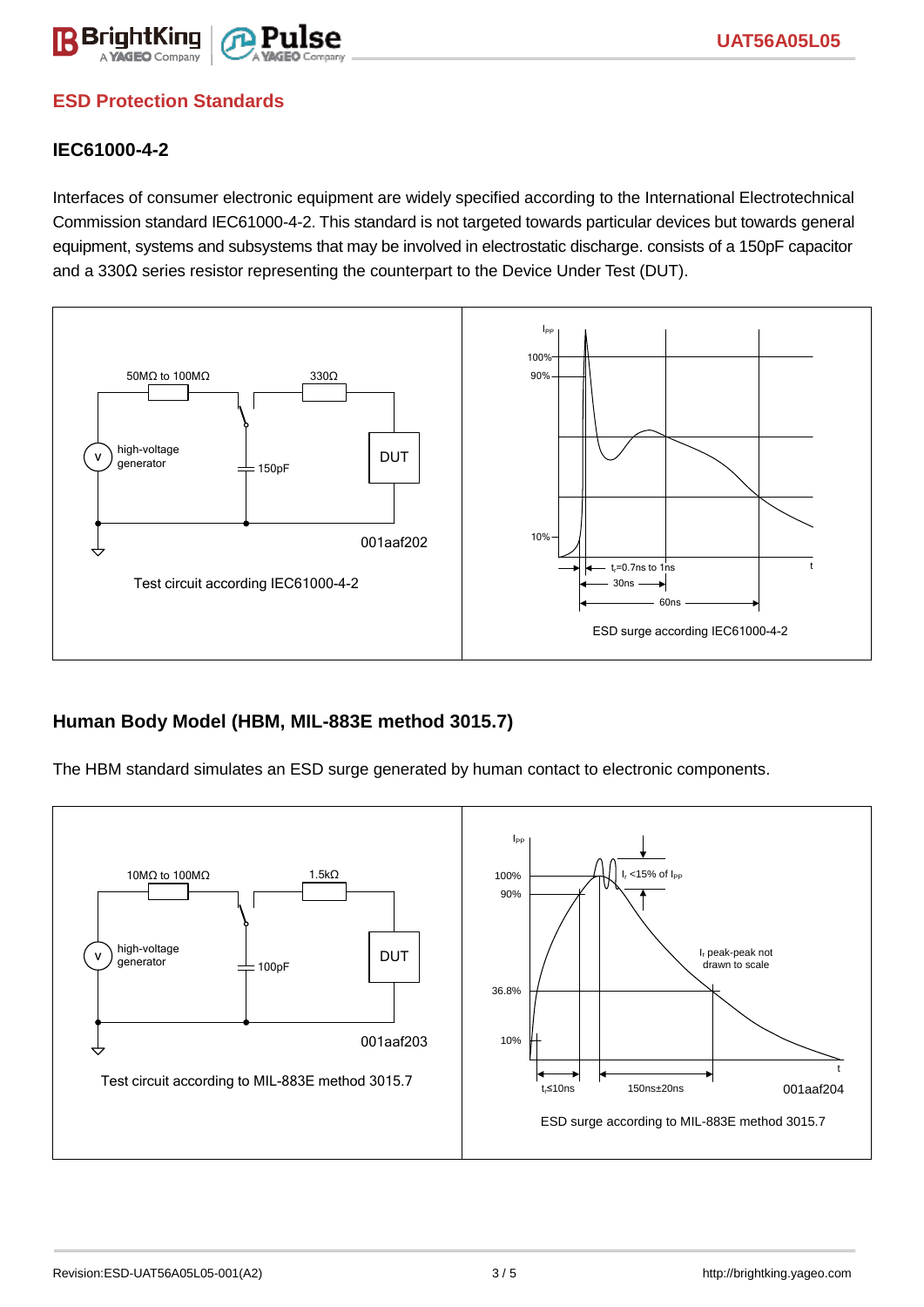## ESD Protection Standards

### IEC61000-4-2

Interfaces of consumer electronic equipment are widely specified according to the International Electrotechnical Commission standard IEC61000-4-2. This standard is not targeted towards particular devices but towards general equipment, systems and subsystems that may be involved in electrostatic discharge. consists of a 150pF capacitor and a 330Ω series resistor representing the counterpart to the Device Under Test (DUT).

Test circuit according IEC61000-4-2

ESD surge according IEC61000-4-2

### Human Body Model (HBM, MIL-883E method 3015.7)

The HBM standard simulates an ESD surge generated by human contact to electronic components.

Test circuit according to MIL-883E method 3015.7

ESD surge according to MIL-883E method 3015.7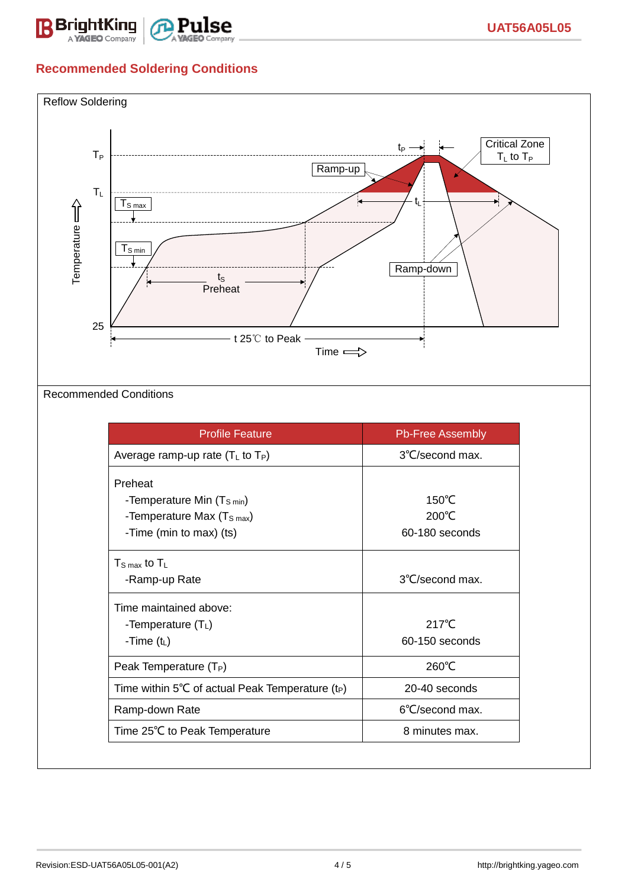## Recommended Soldering Conditions

Reflow Soldering

Recommended Conditions

| Profile Feature | Pb-Free Assembly |
|---|---|
| Average ramp-up rate ($T_L$ to $T_P$) | 3℃/second max. |
| Preheat<br>-Temperature Min ($T_{S\ min}$)<br>-Temperature Max ($T_{S\ max}$)<br>-Time (min to max) (ts) | <br>150℃<br>200℃<br>60-180 seconds |
| $T_{S\ max}$ to $T_L$<br>-Ramp-up Rate | <br>3℃/second max. |
| Time maintained above:<br>-Temperature ($T_L$)<br>-Time ($t_L$) | <br>217℃<br>60-150 seconds |
| Peak Temperature ($T_P$) | 260℃ |
| Time within 5℃ of actual Peak Temperature ($t_P$) | 20-40 seconds |
| Ramp-down Rate | 6℃/second max. |
| Time 25℃ to Peak Temperature | 8 minutes max. |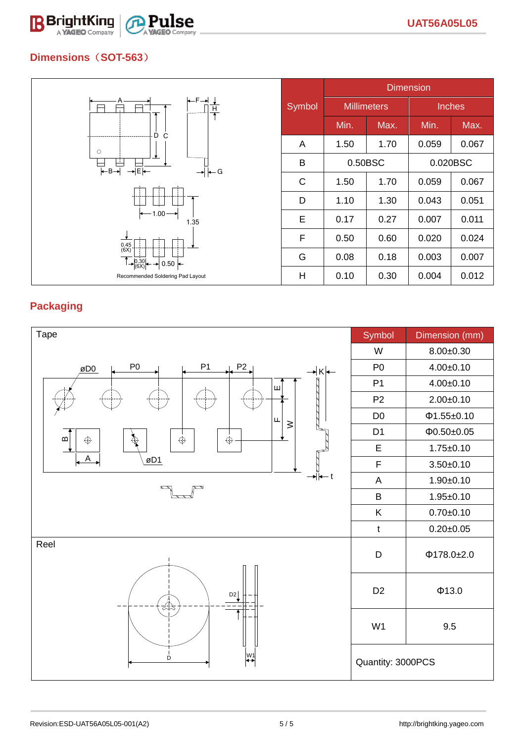## Dimensions（SOT-563）

A
F
H
D
C
B
E
G

1.00
1.35
0.45 (6X)
0.30 (6X)
0.50

Recommended Soldering Pad Layout

| Symbol | Dimension | | | |
|---|---|---|---|---|
| | Millimeters | | Inches | |
| | Min. | Max. | Min. | Max. |
| A | 1.50 | 1.70 | 0.059 | 0.067 |
| B | 0.50BSC | | 0.020BSC | |
| C | 1.50 | 1.70 | 0.059 | 0.067 |
| D | 1.10 | 1.30 | 0.043 | 0.051 |
| E | 0.17 | 0.27 | 0.007 | 0.011 |
| F | 0.50 | 0.60 | 0.020 | 0.024 |
| G | 0.08 | 0.18 | 0.003 | 0.007 |
| H | 0.10 | 0.30 | 0.004 | 0.012 |

## Packaging

Tape

øD0
P0
P1
P2
K
E
F
W
B
A
øD1
t

| Symbol | Dimension (mm) |
|---|---|
| W | 8.00±0.30 |
| P0 | 4.00±0.10 |
| P1 | 4.00±0.10 |
| P2 | 2.00±0.10 |
| D0 | Φ1.55±0.10 |
| D1 | Φ0.50±0.05 |
| E | 1.75±0.10 |
| F | 3.50±0.10 |
| A | 1.90±0.10 |
| B | 1.95±0.10 |
| K | 0.70±0.10 |
| t | 0.20±0.05 |

Reel

D2
D
W1

| Symbol | Dimension (mm) |
|---|---|
| D | Φ178.0±2.0 |
| D2 | Φ13.0 |
| W1 | 9.5 |

Quantity: 3000PCS

Revision:ESD-UAT56A05L05-001(A2)

http://brightking.yageo.com